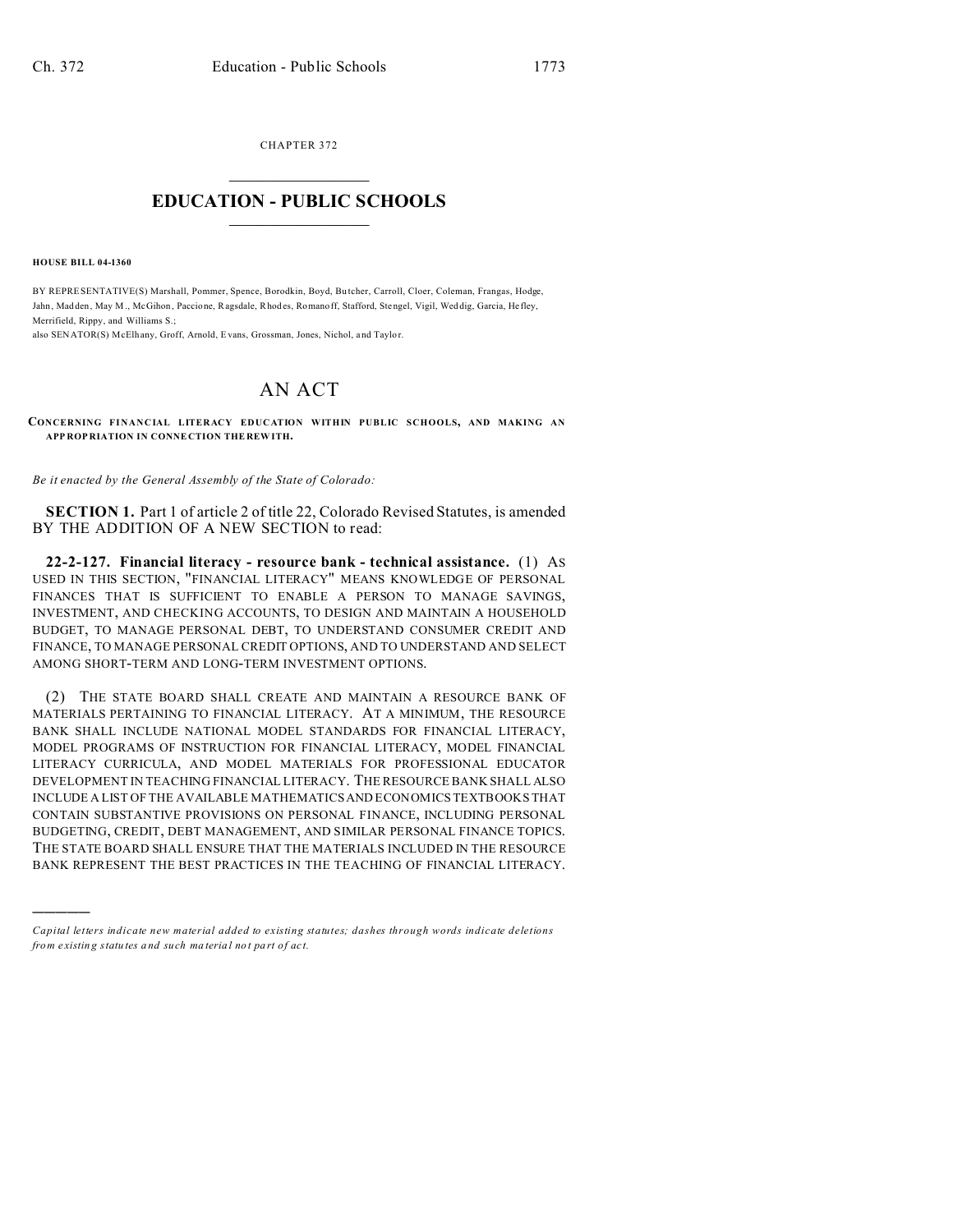CHAPTER 372

# EDUCATION - PUBLIC SCHOOLS

**HOUSE BILL 04-1360**

BY REPRESENTATIVE(S) Marshall, Pommer, Spence, Borodkin, Boyd, Butcher, Carroll, Cloer, Coleman, Frangas, Hodge, Jahn, Madden, May M., McGihon, Paccione, Ragsdale, Rhodes, Romanoff, Stafford, Stengel, Vigil, Weddig, Garcia, Hefley, Merrifield, Rippy, and Williams S.;
also SENATOR(S) McElhany, Groff, Arnold, Evans, Grossman, Jones, Nichol, and Taylor.

# AN ACT

**CONCERNING FINANCIAL LITERACY EDUCATION WITHIN PUBLIC SCHOOLS, AND MAKING AN APPROPRIATION IN CONNECTION THEREWITH.**

*Be it enacted by the General Assembly of the State of Colorado:*

**SECTION 1.** Part 1 of article 2 of title 22, Colorado Revised Statutes, is amended BY THE ADDITION OF A NEW SECTION to read:

**22-2-127. Financial literacy - resource bank - technical assistance.** (1) AS USED IN THIS SECTION, "FINANCIAL LITERACY" MEANS KNOWLEDGE OF PERSONAL FINANCES THAT IS SUFFICIENT TO ENABLE A PERSON TO MANAGE SAVINGS, INVESTMENT, AND CHECKING ACCOUNTS, TO DESIGN AND MAINTAIN A HOUSEHOLD BUDGET, TO MANAGE PERSONAL DEBT, TO UNDERSTAND CONSUMER CREDIT AND FINANCE, TO MANAGE PERSONAL CREDIT OPTIONS, AND TO UNDERSTAND AND SELECT AMONG SHORT-TERM AND LONG-TERM INVESTMENT OPTIONS.

(2) THE STATE BOARD SHALL CREATE AND MAINTAIN A RESOURCE BANK OF MATERIALS PERTAINING TO FINANCIAL LITERACY. AT A MINIMUM, THE RESOURCE BANK SHALL INCLUDE NATIONAL MODEL STANDARDS FOR FINANCIAL LITERACY, MODEL PROGRAMS OF INSTRUCTION FOR FINANCIAL LITERACY, MODEL FINANCIAL LITERACY CURRICULA, AND MODEL MATERIALS FOR PROFESSIONAL EDUCATOR DEVELOPMENT IN TEACHING FINANCIAL LITERACY. THE RESOURCE BANK SHALL ALSO INCLUDE A LIST OF THE AVAILABLE MATHEMATICS AND ECONOMICS TEXTBOOKS THAT CONTAIN SUBSTANTIVE PROVISIONS ON PERSONAL FINANCE, INCLUDING PERSONAL BUDGETING, CREDIT, DEBT MANAGEMENT, AND SIMILAR PERSONAL FINANCE TOPICS. THE STATE BOARD SHALL ENSURE THAT THE MATERIALS INCLUDED IN THE RESOURCE BANK REPRESENT THE BEST PRACTICES IN THE TEACHING OF FINANCIAL LITERACY.

---

*Capital letters indicate new material added to existing statutes; dashes through words indicate deletions from existing statutes and such material not part of act.*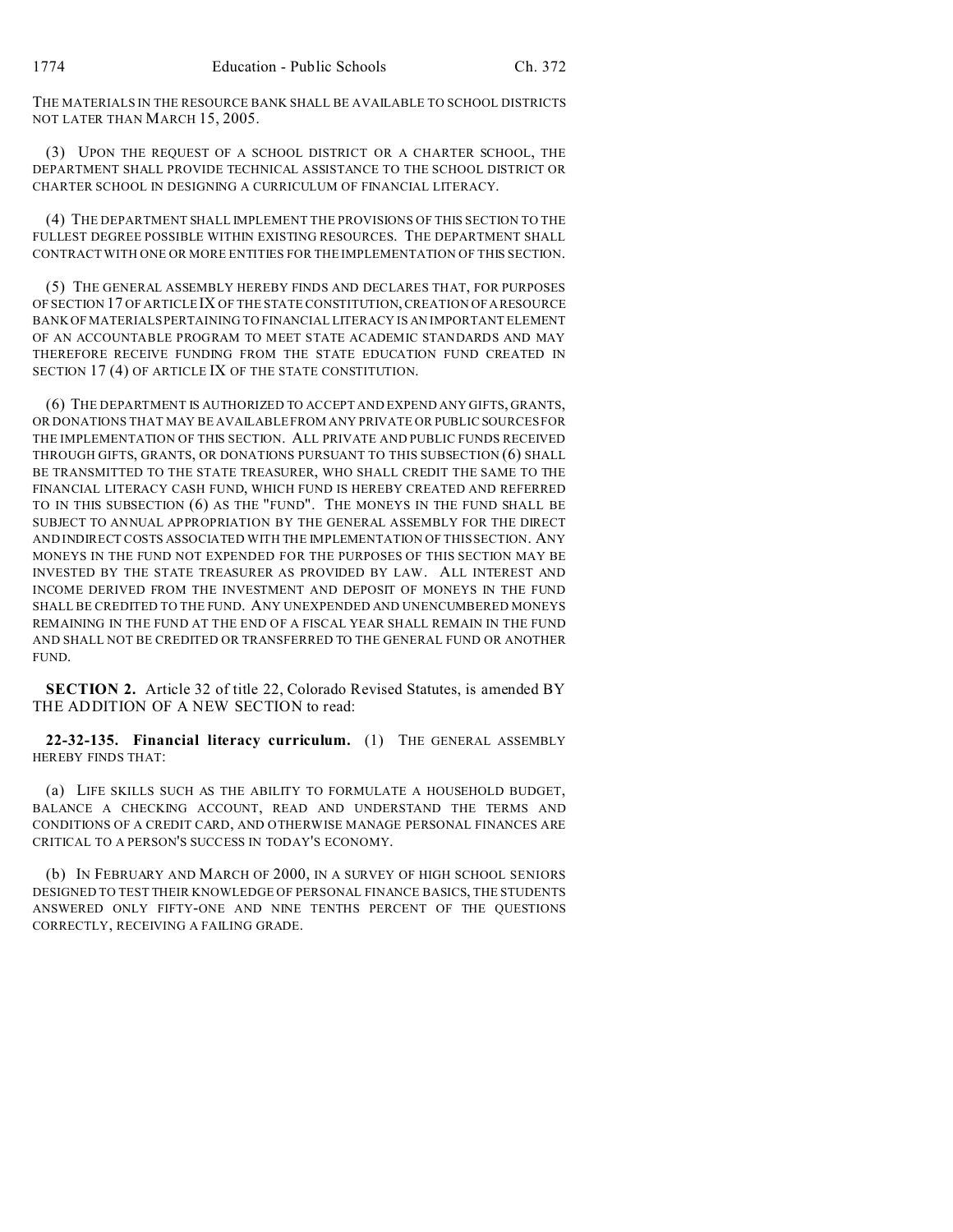THE MATERIALS IN THE RESOURCE BANK SHALL BE AVAILABLE TO SCHOOL DISTRICTS NOT LATER THAN MARCH 15, 2005.

(3) UPON THE REQUEST OF A SCHOOL DISTRICT OR A CHARTER SCHOOL, THE DEPARTMENT SHALL PROVIDE TECHNICAL ASSISTANCE TO THE SCHOOL DISTRICT OR CHARTER SCHOOL IN DESIGNING A CURRICULUM OF FINANCIAL LITERACY.

(4) THE DEPARTMENT SHALL IMPLEMENT THE PROVISIONS OF THIS SECTION TO THE FULLEST DEGREE POSSIBLE WITHIN EXISTING RESOURCES. THE DEPARTMENT SHALL CONTRACT WITH ONE OR MORE ENTITIES FOR THE IMPLEMENTATION OF THIS SECTION.

(5) THE GENERAL ASSEMBLY HEREBY FINDS AND DECLARES THAT, FOR PURPOSES OF SECTION 17 OF ARTICLE IX OF THE STATE CONSTITUTION, CREATION OF A RESOURCE BANK OF MATERIALS PERTAINING TO FINANCIAL LITERACY IS AN IMPORTANT ELEMENT OF AN ACCOUNTABLE PROGRAM TO MEET STATE ACADEMIC STANDARDS AND MAY THEREFORE RECEIVE FUNDING FROM THE STATE EDUCATION FUND CREATED IN SECTION 17 (4) OF ARTICLE IX OF THE STATE CONSTITUTION.

(6) THE DEPARTMENT IS AUTHORIZED TO ACCEPT AND EXPEND ANY GIFTS, GRANTS, OR DONATIONS THAT MAY BE AVAILABLE FROM ANY PRIVATE OR PUBLIC SOURCES FOR THE IMPLEMENTATION OF THIS SECTION. ALL PRIVATE AND PUBLIC FUNDS RECEIVED THROUGH GIFTS, GRANTS, OR DONATIONS PURSUANT TO THIS SUBSECTION (6) SHALL BE TRANSMITTED TO THE STATE TREASURER, WHO SHALL CREDIT THE SAME TO THE FINANCIAL LITERACY CASH FUND, WHICH FUND IS HEREBY CREATED AND REFERRED TO IN THIS SUBSECTION (6) AS THE "FUND". THE MONEYS IN THE FUND SHALL BE SUBJECT TO ANNUAL APPROPRIATION BY THE GENERAL ASSEMBLY FOR THE DIRECT AND INDIRECT COSTS ASSOCIATED WITH THE IMPLEMENTATION OF THIS SECTION. ANY MONEYS IN THE FUND NOT EXPENDED FOR THE PURPOSES OF THIS SECTION MAY BE INVESTED BY THE STATE TREASURER AS PROVIDED BY LAW. ALL INTEREST AND INCOME DERIVED FROM THE INVESTMENT AND DEPOSIT OF MONEYS IN THE FUND SHALL BE CREDITED TO THE FUND. ANY UNEXPENDED AND UNENCUMBERED MONEYS REMAINING IN THE FUND AT THE END OF A FISCAL YEAR SHALL REMAIN IN THE FUND AND SHALL NOT BE CREDITED OR TRANSFERRED TO THE GENERAL FUND OR ANOTHER FUND.

**SECTION 2.** Article 32 of title 22, Colorado Revised Statutes, is amended BY THE ADDITION OF A NEW SECTION to read:

**22-32-135. Financial literacy curriculum.** (1) THE GENERAL ASSEMBLY HEREBY FINDS THAT:

(a) LIFE SKILLS SUCH AS THE ABILITY TO FORMULATE A HOUSEHOLD BUDGET, BALANCE A CHECKING ACCOUNT, READ AND UNDERSTAND THE TERMS AND CONDITIONS OF A CREDIT CARD, AND OTHERWISE MANAGE PERSONAL FINANCES ARE CRITICAL TO A PERSON'S SUCCESS IN TODAY'S ECONOMY.

(b) IN FEBRUARY AND MARCH OF 2000, IN A SURVEY OF HIGH SCHOOL SENIORS DESIGNED TO TEST THEIR KNOWLEDGE OF PERSONAL FINANCE BASICS, THE STUDENTS ANSWERED ONLY FIFTY-ONE AND NINE TENTHS PERCENT OF THE QUESTIONS CORRECTLY, RECEIVING A FAILING GRADE.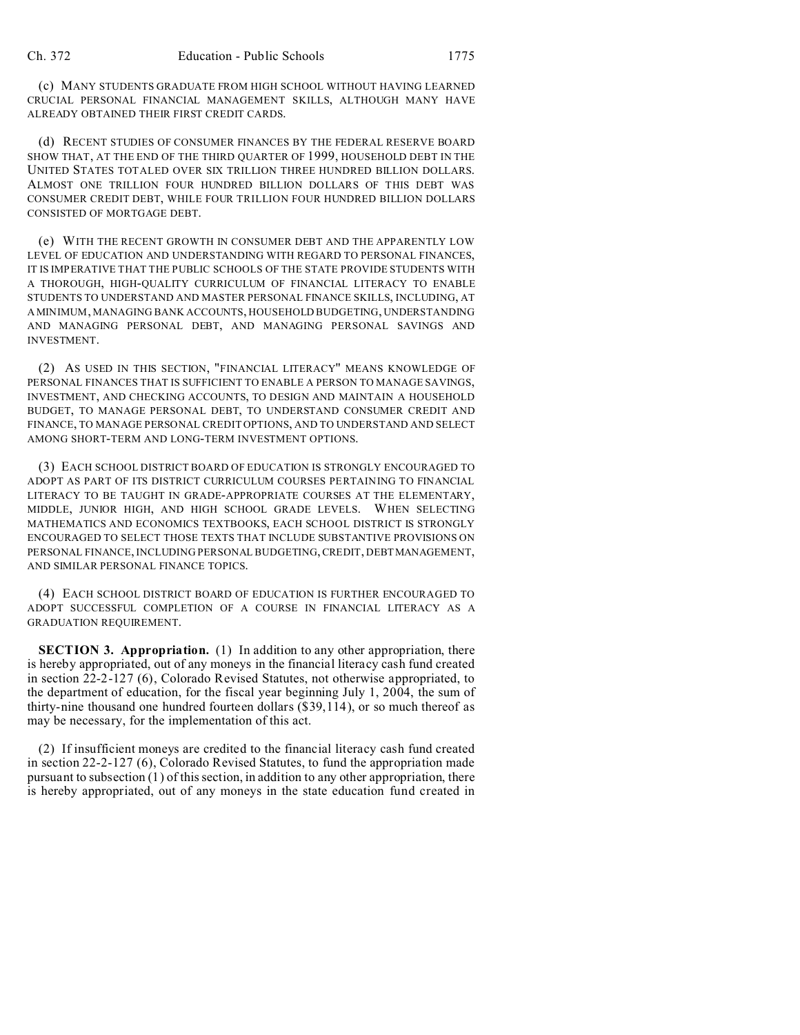(c) MANY STUDENTS GRADUATE FROM HIGH SCHOOL WITHOUT HAVING LEARNED CRUCIAL PERSONAL FINANCIAL MANAGEMENT SKILLS, ALTHOUGH MANY HAVE ALREADY OBTAINED THEIR FIRST CREDIT CARDS.

(d) RECENT STUDIES OF CONSUMER FINANCES BY THE FEDERAL RESERVE BOARD SHOW THAT, AT THE END OF THE THIRD QUARTER OF 1999, HOUSEHOLD DEBT IN THE UNITED STATES TOTALED OVER SIX TRILLION THREE HUNDRED BILLION DOLLARS. ALMOST ONE TRILLION FOUR HUNDRED BILLION DOLLARS OF THIS DEBT WAS CONSUMER CREDIT DEBT, WHILE FOUR TRILLION FOUR HUNDRED BILLION DOLLARS CONSISTED OF MORTGAGE DEBT.

(e) WITH THE RECENT GROWTH IN CONSUMER DEBT AND THE APPARENTLY LOW LEVEL OF EDUCATION AND UNDERSTANDING WITH REGARD TO PERSONAL FINANCES, IT IS IMPERATIVE THAT THE PUBLIC SCHOOLS OF THE STATE PROVIDE STUDENTS WITH A THOROUGH, HIGH-QUALITY CURRICULUM OF FINANCIAL LITERACY TO ENABLE STUDENTS TO UNDERSTAND AND MASTER PERSONAL FINANCE SKILLS, INCLUDING, AT A MINIMUM, MANAGING BANK ACCOUNTS, HOUSEHOLD BUDGETING, UNDERSTANDING AND MANAGING PERSONAL DEBT, AND MANAGING PERSONAL SAVINGS AND INVESTMENT.

(2) AS USED IN THIS SECTION, "FINANCIAL LITERACY" MEANS KNOWLEDGE OF PERSONAL FINANCES THAT IS SUFFICIENT TO ENABLE A PERSON TO MANAGE SAVINGS, INVESTMENT, AND CHECKING ACCOUNTS, TO DESIGN AND MAINTAIN A HOUSEHOLD BUDGET, TO MANAGE PERSONAL DEBT, TO UNDERSTAND CONSUMER CREDIT AND FINANCE, TO MANAGE PERSONAL CREDIT OPTIONS, AND TO UNDERSTAND AND SELECT AMONG SHORT-TERM AND LONG-TERM INVESTMENT OPTIONS.

(3) EACH SCHOOL DISTRICT BOARD OF EDUCATION IS STRONGLY ENCOURAGED TO ADOPT AS PART OF ITS DISTRICT CURRICULUM COURSES PERTAINING TO FINANCIAL LITERACY TO BE TAUGHT IN GRADE-APPROPRIATE COURSES AT THE ELEMENTARY, MIDDLE, JUNIOR HIGH, AND HIGH SCHOOL GRADE LEVELS. WHEN SELECTING MATHEMATICS AND ECONOMICS TEXTBOOKS, EACH SCHOOL DISTRICT IS STRONGLY ENCOURAGED TO SELECT THOSE TEXTS THAT INCLUDE SUBSTANTIVE PROVISIONS ON PERSONAL FINANCE, INCLUDING PERSONAL BUDGETING, CREDIT, DEBT MANAGEMENT, AND SIMILAR PERSONAL FINANCE TOPICS.

(4) EACH SCHOOL DISTRICT BOARD OF EDUCATION IS FURTHER ENCOURAGED TO ADOPT SUCCESSFUL COMPLETION OF A COURSE IN FINANCIAL LITERACY AS A GRADUATION REQUIREMENT.

**SECTION 3. Appropriation.** (1) In addition to any other appropriation, there is hereby appropriated, out of any moneys in the financial literacy cash fund created in section 22-2-127 (6), Colorado Revised Statutes, not otherwise appropriated, to the department of education, for the fiscal year beginning July 1, 2004, the sum of thirty-nine thousand one hundred fourteen dollars ($39,114), or so much thereof as may be necessary, for the implementation of this act.

(2) If insufficient moneys are credited to the financial literacy cash fund created in section 22-2-127 (6), Colorado Revised Statutes, to fund the appropriation made pursuant to subsection (1) of this section, in addition to any other appropriation, there is hereby appropriated, out of any moneys in the state education fund created in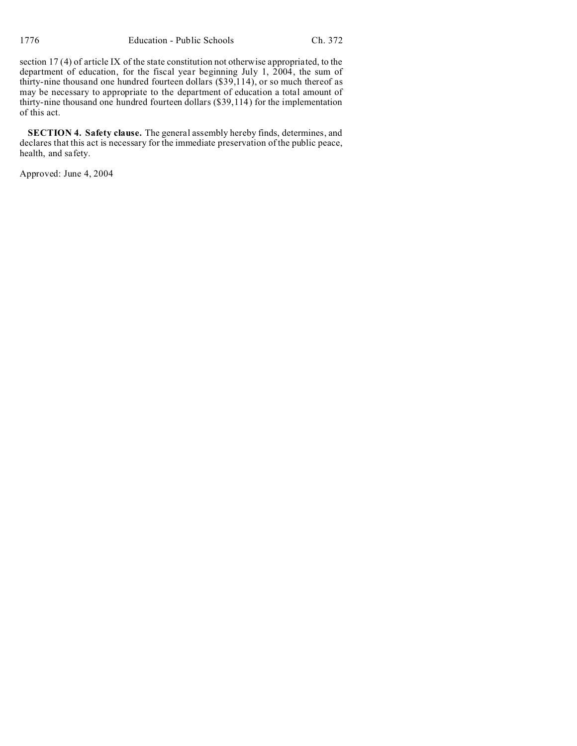section 17 (4) of article IX of the state constitution not otherwise appropriated, to the department of education, for the fiscal year beginning July 1, 2004, the sum of thirty-nine thousand one hundred fourteen dollars ($39,114), or so much thereof as may be necessary to appropriate to the department of education a total amount of thirty-nine thousand one hundred fourteen dollars ($39,114) for the implementation of this act.

**SECTION 4. Safety clause.** The general assembly hereby finds, determines, and declares that this act is necessary for the immediate preservation of the public peace, health, and safety.

Approved: June 4, 2004